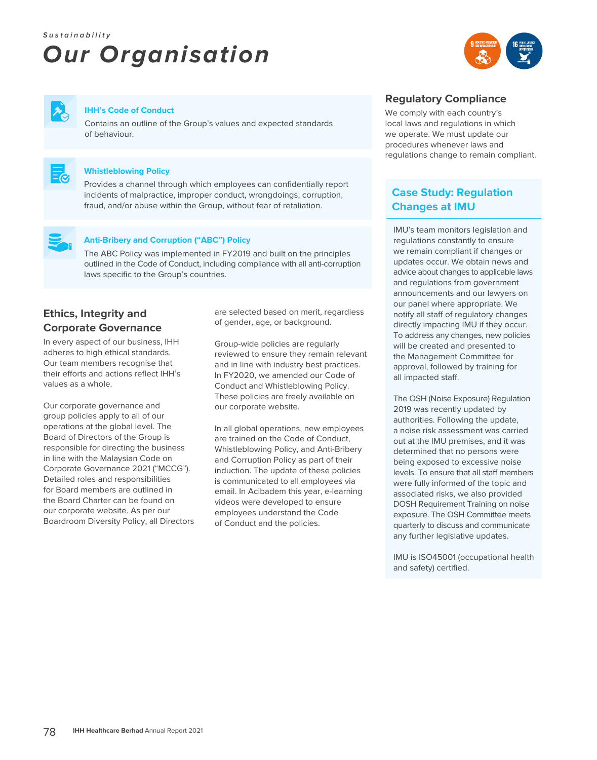*Sustainability*

# Our Organisation

### IHH's Code of Conduct

Contains an outline of the Group's values and expected standards of behaviour.

### Whistleblowing Policy

Provides a channel through which employees can confidentially report incidents of malpractice, improper conduct, wrongdoings, corruption, fraud, and/or abuse within the Group, without fear of retaliation.

### Anti-Bribery and Corruption ("ABC") Policy

The ABC Policy was implemented in FY2019 and built on the principles outlined in the Code of Conduct, including compliance with all anti-corruption laws specific to the Group's countries.

## Ethics, Integrity and Corporate Governance

In every aspect of our business, IHH adheres to high ethical standards. Our team members recognise that their efforts and actions reflect IHH's values as a whole.

Our corporate governance and group policies apply to all of our operations at the global level. The Board of Directors of the Group is responsible for directing the business in line with the Malaysian Code on Corporate Governance 2021 ("MCCG"). Detailed roles and responsibilities for Board members are outlined in the Board Charter can be found on our corporate website. As per our Boardroom Diversity Policy, all Directors are selected based on merit, regardless of gender, age, or background.

Group-wide policies are regularly reviewed to ensure they remain relevant and in line with industry best practices. In FY2020, we amended our Code of Conduct and Whistleblowing Policy. These policies are freely available on our corporate website.

In all global operations, new employees are trained on the Code of Conduct, Whistleblowing Policy, and Anti-Bribery and Corruption Policy as part of their induction. The update of these policies is communicated to all employees via email. In Acibadem this year, e-learning videos were developed to ensure employees understand the Code of Conduct and the policies.

## Regulatory Compliance

We comply with each country's local laws and regulations in which we operate. We must update our procedures whenever laws and regulations change to remain compliant.

### Case Study: Regulation Changes at IMU

IMU's team monitors legislation and regulations constantly to ensure we remain compliant if changes or updates occur. We obtain news and advice about changes to applicable laws and regulations from government announcements and our lawyers on our panel where appropriate. We notify all staff of regulatory changes directly impacting IMU if they occur. To address any changes, new policies will be created and presented to the Management Committee for approval, followed by training for all impacted staff.

The OSH (Noise Exposure) Regulation 2019 was recently updated by authorities. Following the update, a noise risk assessment was carried out at the IMU premises, and it was determined that no persons were being exposed to excessive noise levels. To ensure that all staff members were fully informed of the topic and associated risks, we also provided DOSH Requirement Training on noise exposure. The OSH Committee meets quarterly to discuss and communicate any further legislative updates.

IMU is ISO45001 (occupational health and safety) certified.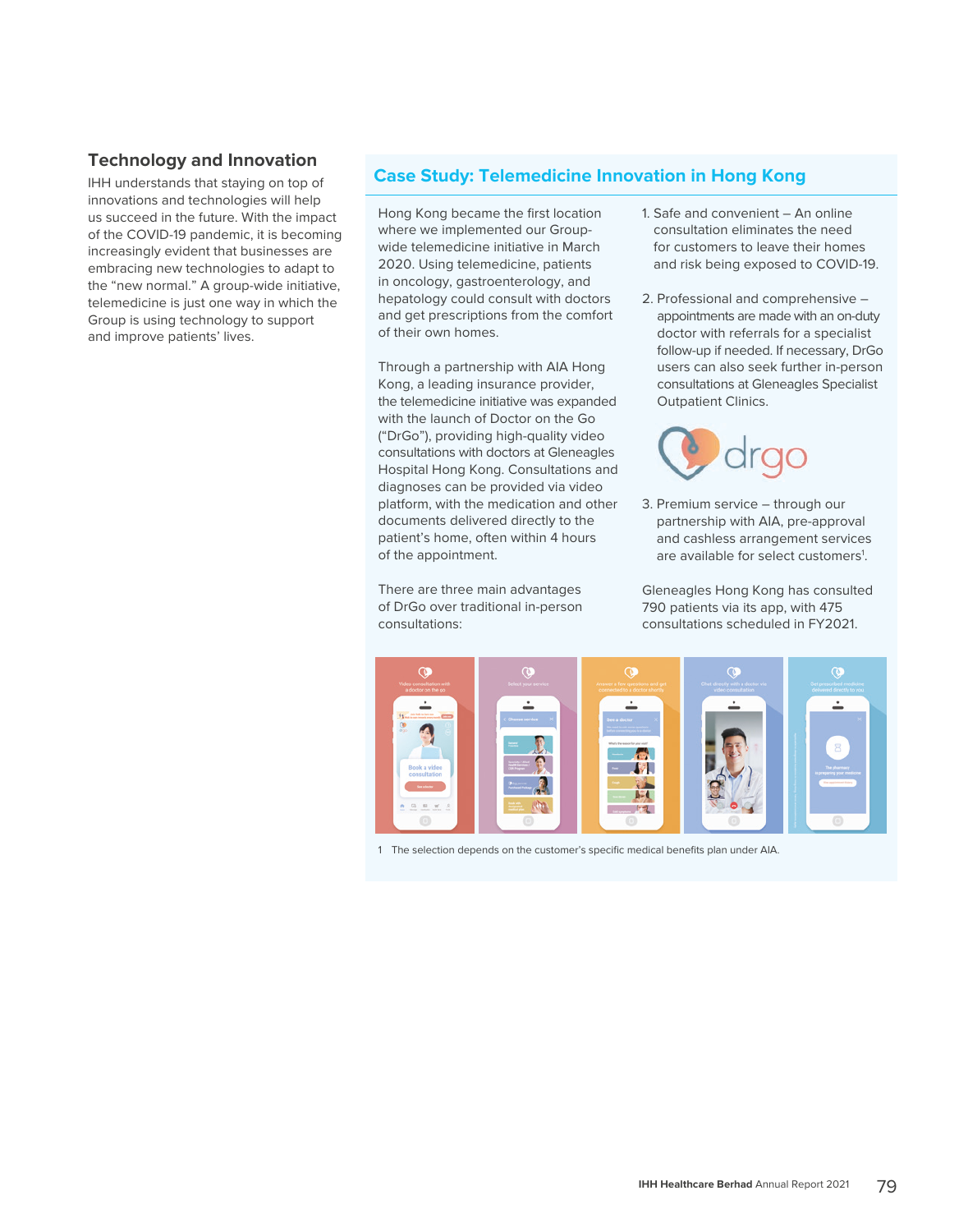## Technology and Innovation

IHH understands that staying on top of innovations and technologies will help us succeed in the future. With the impact of the COVID-19 pandemic, it is becoming increasingly evident that businesses are embracing new technologies to adapt to the "new normal." A group-wide initiative, telemedicine is just one way in which the Group is using technology to support and improve patients' lives.

### Case Study: Telemedicine Innovation in Hong Kong

Hong Kong became the first location where we implemented our Group-wide telemedicine initiative in March 2020. Using telemedicine, patients in oncology, gastroenterology, and hepatology could consult with doctors and get prescriptions from the comfort of their own homes.

Through a partnership with AIA Hong Kong, a leading insurance provider, the telemedicine initiative was expanded with the launch of Doctor on the Go ("DrGo"), providing high-quality video consultations with doctors at Gleneagles Hospital Hong Kong. Consultations and diagnoses can be provided via video platform, with the medication and other documents delivered directly to the patient's home, often within 4 hours of the appointment.

There are three main advantages of DrGo over traditional in-person consultations:

1. Safe and convenient – An online consultation eliminates the need for customers to leave their homes and risk being exposed to COVID-19.
2. Professional and comprehensive – appointments are made with an on-duty doctor with referrals for a specialist follow-up if needed. If necessary, DrGo users can also seek further in-person consultations at Gleneagles Specialist Outpatient Clinics.
3. Premium service – through our partnership with AIA, pre-approval and cashless arrangement services are available for select customers[1].

Gleneagles Hong Kong has consulted 790 patients via its app, with 475 consultations scheduled in FY2021.

1 The selection depends on the customer's specific medical benefits plan under AIA.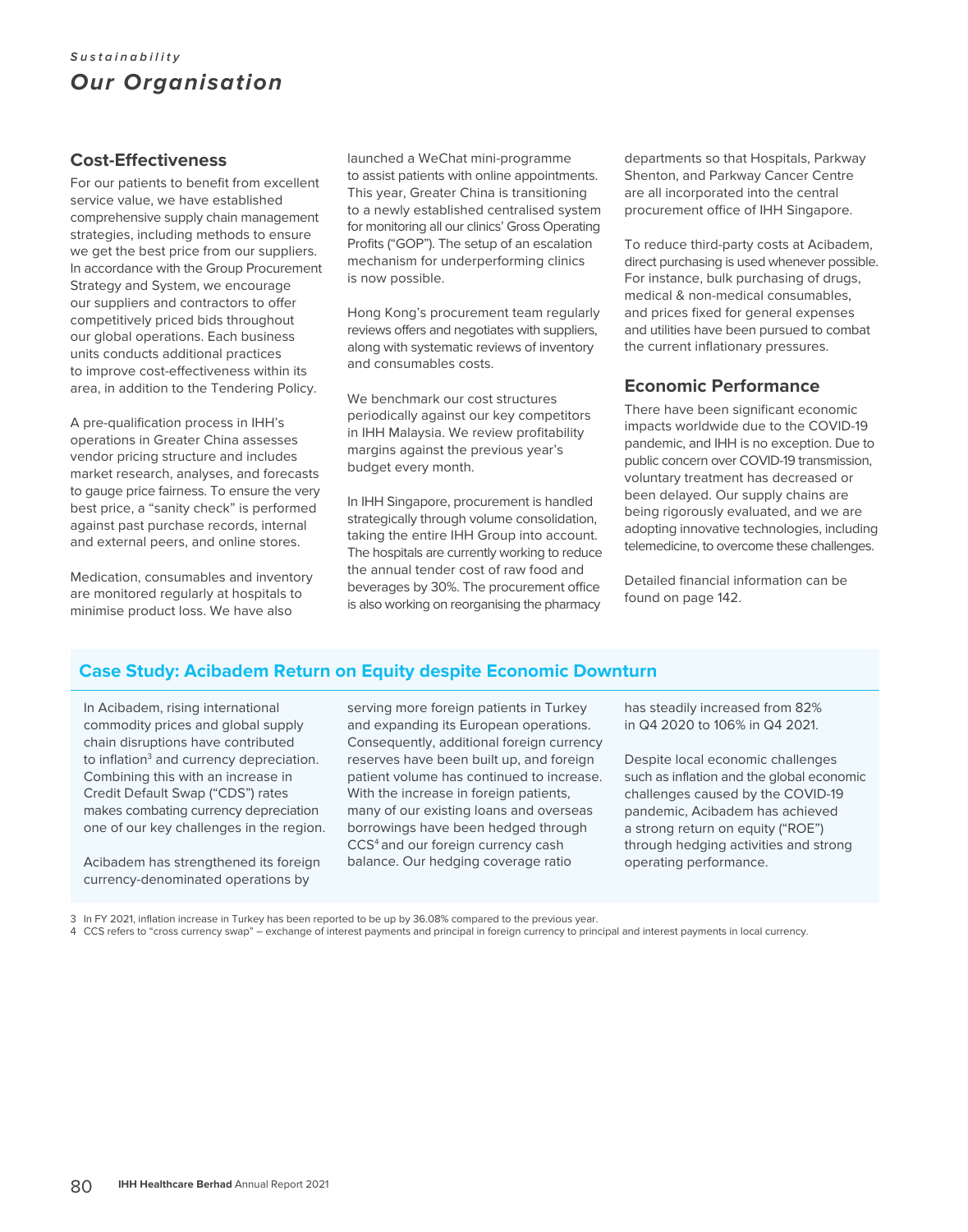*Sustainability*

# *Our Organisation*

## Cost-Effectiveness

For our patients to benefit from excellent service value, we have established comprehensive supply chain management strategies, including methods to ensure we get the best price from our suppliers. In accordance with the Group Procurement Strategy and System, we encourage our suppliers and contractors to offer competitively priced bids throughout our global operations. Each business units conducts additional practices to improve cost-effectiveness within its area, in addition to the Tendering Policy.

A pre-qualification process in IHH's operations in Greater China assesses vendor pricing structure and includes market research, analyses, and forecasts to gauge price fairness. To ensure the very best price, a "sanity check" is performed against past purchase records, internal and external peers, and online stores.

Medication, consumables and inventory are monitored regularly at hospitals to minimise product loss. We have also launched a WeChat mini-programme to assist patients with online appointments. This year, Greater China is transitioning to a newly established centralised system for monitoring all our clinics' Gross Operating Profits ("GOP"). The setup of an escalation mechanism for underperforming clinics is now possible.

Hong Kong's procurement team regularly reviews offers and negotiates with suppliers, along with systematic reviews of inventory and consumables costs.

We benchmark our cost structures periodically against our key competitors in IHH Malaysia. We review profitability margins against the previous year's budget every month.

In IHH Singapore, procurement is handled strategically through volume consolidation, taking the entire IHH Group into account. The hospitals are currently working to reduce the annual tender cost of raw food and beverages by 30%. The procurement office is also working on reorganising the pharmacy departments so that Hospitals, Parkway Shenton, and Parkway Cancer Centre are all incorporated into the central procurement office of IHH Singapore.

To reduce third-party costs at Acibadem, direct purchasing is used whenever possible. For instance, bulk purchasing of drugs, medical & non-medical consumables, and prices fixed for general expenses and utilities have been pursued to combat the current inflationary pressures.

## Economic Performance

There have been significant economic impacts worldwide due to the COVID-19 pandemic, and IHH is no exception. Due to public concern over COVID-19 transmission, voluntary treatment has decreased or been delayed. Our supply chains are being rigorously evaluated, and we are adopting innovative technologies, including telemedicine, to overcome these challenges.

Detailed financial information can be found on page 142.

### Case Study: Acibadem Return on Equity despite Economic Downturn

In Acibadem, rising international commodity prices and global supply chain disruptions have contributed to inflation[3] and currency depreciation. Combining this with an increase in Credit Default Swap ("CDS") rates makes combating currency depreciation one of our key challenges in the region.

Acibadem has strengthened its foreign currency-denominated operations by serving more foreign patients in Turkey and expanding its European operations. Consequently, additional foreign currency reserves have been built up, and foreign patient volume has continued to increase. With the increase in foreign patients, many of our existing loans and overseas borrowings have been hedged through CCS[4] and our foreign currency cash balance. Our hedging coverage ratio has steadily increased from 82% in Q4 2020 to 106% in Q4 2021.

Despite local economic challenges such as inflation and the global economic challenges caused by the COVID-19 pandemic, Acibadem has achieved a strong return on equity ("ROE") through hedging activities and strong operating performance.

3 In FY 2021, inflation increase in Turkey has been reported to be up by 36.08% compared to the previous year.

4 CCS refers to "cross currency swap" – exchange of interest payments and principal in foreign currency to principal and interest payments in local currency.